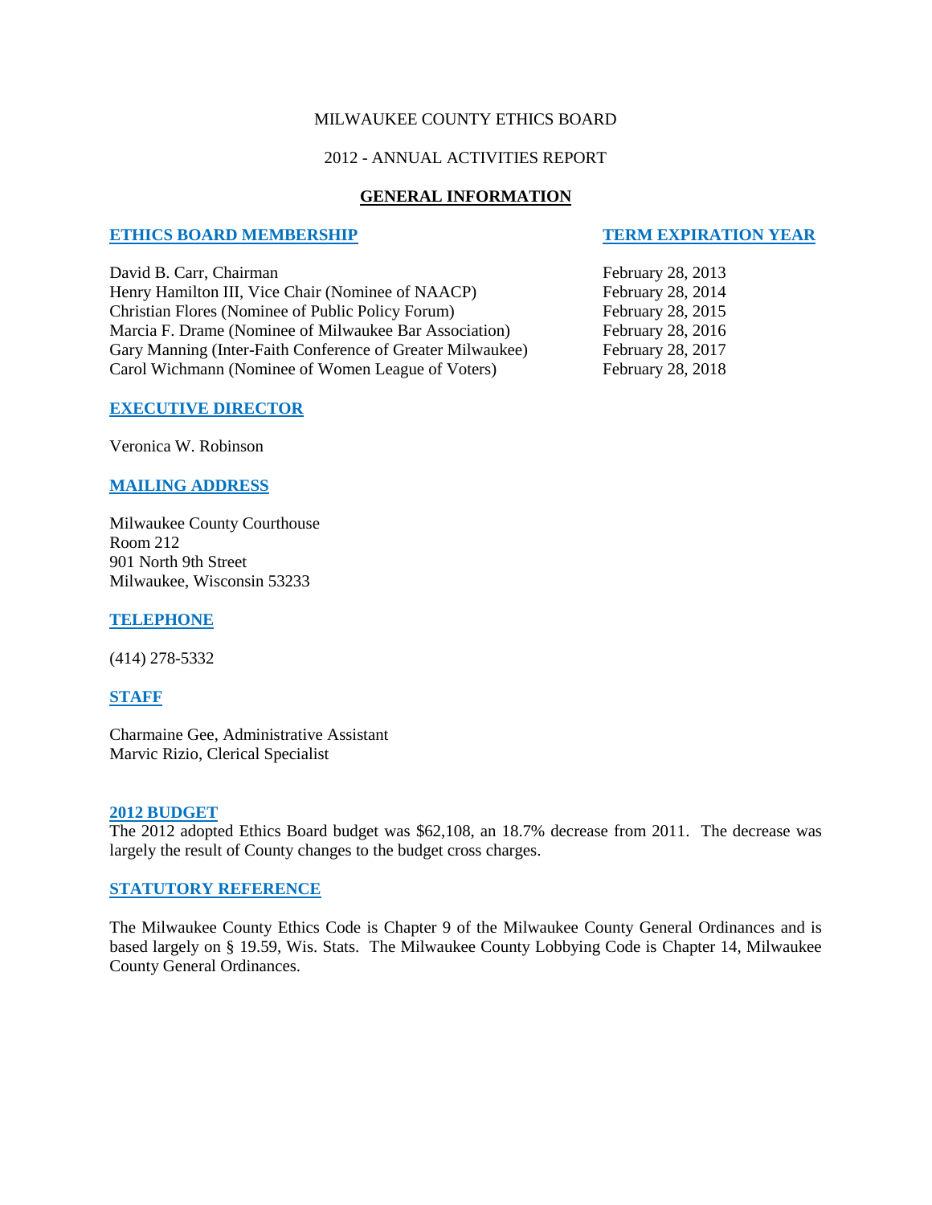MILWAUKEE COUNTY ETHICS BOARD

2012 - ANNUAL ACTIVITIES REPORT

# GENERAL INFORMATION

| ETHICS BOARD MEMBERSHIP | TERM EXPIRATION YEAR |
| --- | --- |
| David B. Carr, Chairman | February 28, 2013 |
| Henry Hamilton III, Vice Chair (Nominee of NAACP) | February 28, 2014 |
| Christian Flores (Nominee of Public Policy Forum) | February 28, 2015 |
| Marcia F. Drame (Nominee of Milwaukee Bar Association) | February 28, 2016 |
| Gary Manning (Inter-Faith Conference of Greater Milwaukee) | February 28, 2017 |
| Carol Wichmann (Nominee of Women League of Voters) | February 28, 2018 |

## EXECUTIVE DIRECTOR

Veronica W. Robinson

## MAILING ADDRESS

Milwaukee County Courthouse
Room 212
901 North 9th Street
Milwaukee, Wisconsin 53233

## TELEPHONE

(414) 278-5332

## STAFF

Charmaine Gee, Administrative Assistant
Marvic Rizio, Clerical Specialist

## 2012 BUDGET

The 2012 adopted Ethics Board budget was $62,108, an 18.7% decrease from 2011. The decrease was largely the result of County changes to the budget cross charges.

## STATUTORY REFERENCE

The Milwaukee County Ethics Code is Chapter 9 of the Milwaukee County General Ordinances and is based largely on § 19.59, Wis. Stats. The Milwaukee County Lobbying Code is Chapter 14, Milwaukee County General Ordinances.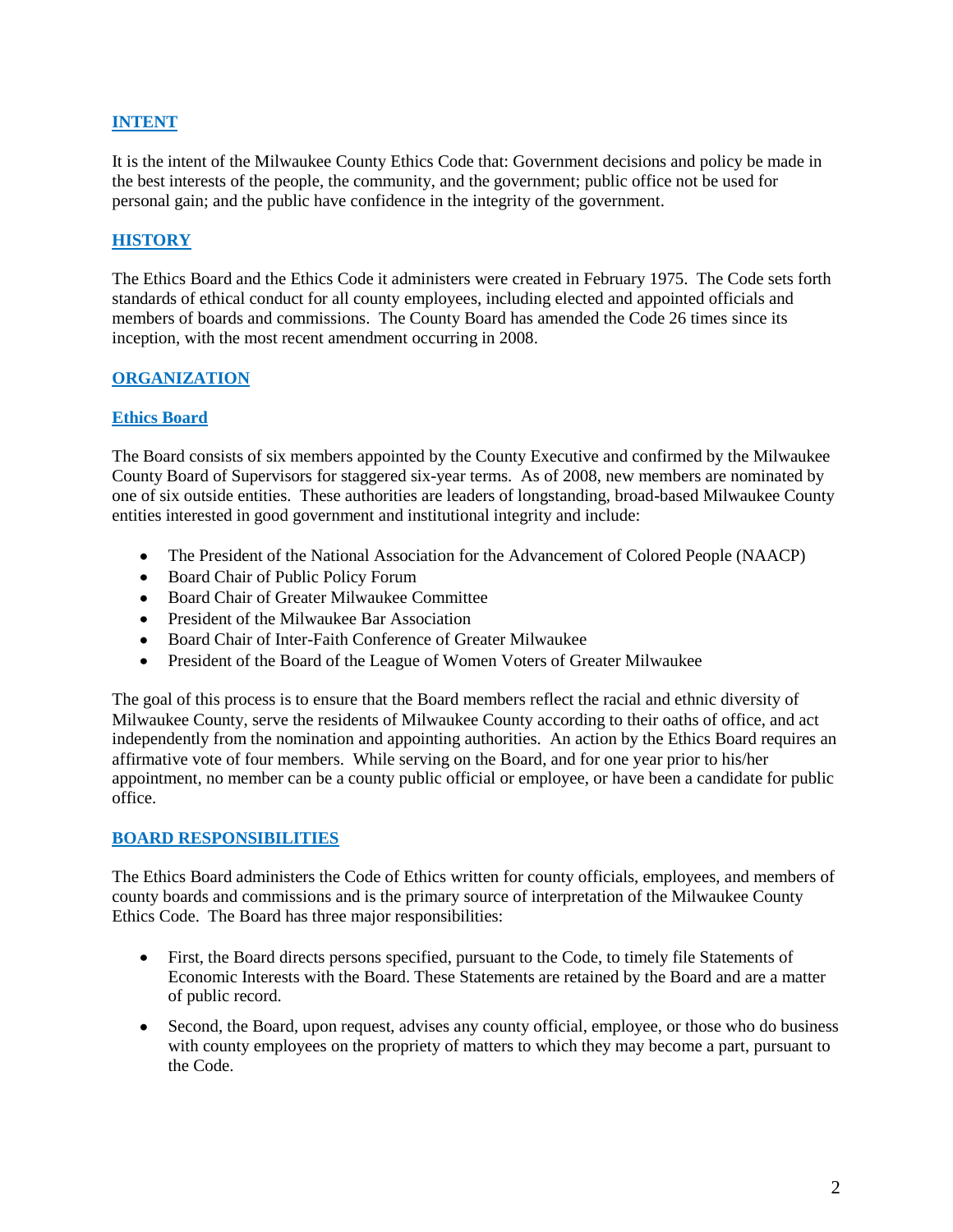## INTENT

It is the intent of the Milwaukee County Ethics Code that: Government decisions and policy be made in the best interests of the people, the community, and the government; public office not be used for personal gain; and the public have confidence in the integrity of the government.

## HISTORY

The Ethics Board and the Ethics Code it administers were created in February 1975. The Code sets forth standards of ethical conduct for all county employees, including elected and appointed officials and members of boards and commissions. The County Board has amended the Code 26 times since its inception, with the most recent amendment occurring in 2008.

## ORGANIZATION

### Ethics Board

The Board consists of six members appointed by the County Executive and confirmed by the Milwaukee County Board of Supervisors for staggered six-year terms. As of 2008, new members are nominated by one of six outside entities. These authorities are leaders of longstanding, broad-based Milwaukee County entities interested in good government and institutional integrity and include:

- The President of the National Association for the Advancement of Colored People (NAACP)
- Board Chair of Public Policy Forum
- Board Chair of Greater Milwaukee Committee
- President of the Milwaukee Bar Association
- Board Chair of Inter-Faith Conference of Greater Milwaukee
- President of the Board of the League of Women Voters of Greater Milwaukee

The goal of this process is to ensure that the Board members reflect the racial and ethnic diversity of Milwaukee County, serve the residents of Milwaukee County according to their oaths of office, and act independently from the nomination and appointing authorities. An action by the Ethics Board requires an affirmative vote of four members. While serving on the Board, and for one year prior to his/her appointment, no member can be a county public official or employee, or have been a candidate for public office.

## BOARD RESPONSIBILITIES

The Ethics Board administers the Code of Ethics written for county officials, employees, and members of county boards and commissions and is the primary source of interpretation of the Milwaukee County Ethics Code. The Board has three major responsibilities:

- First, the Board directs persons specified, pursuant to the Code, to timely file Statements of Economic Interests with the Board. These Statements are retained by the Board and are a matter of public record.
- Second, the Board, upon request, advises any county official, employee, or those who do business with county employees on the propriety of matters to which they may become a part, pursuant to the Code.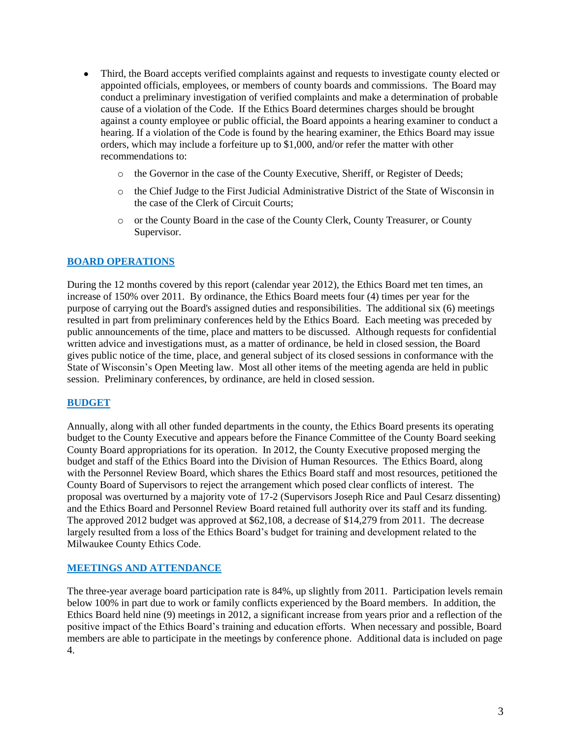- Third, the Board accepts verified complaints against and requests to investigate county elected or appointed officials, employees, or members of county boards and commissions. The Board may conduct a preliminary investigation of verified complaints and make a determination of probable cause of a violation of the Code. If the Ethics Board determines charges should be brought against a county employee or public official, the Board appoints a hearing examiner to conduct a hearing. If a violation of the Code is found by the hearing examiner, the Ethics Board may issue orders, which may include a forfeiture up to $1,000, and/or refer the matter with other recommendations to:
    - the Governor in the case of the County Executive, Sheriff, or Register of Deeds;
    - the Chief Judge to the First Judicial Administrative District of the State of Wisconsin in the case of the Clerk of Circuit Courts;
    - or the County Board in the case of the County Clerk, County Treasurer, or County Supervisor.

## BOARD OPERATIONS

During the 12 months covered by this report (calendar year 2012), the Ethics Board met ten times, an increase of 150% over 2011. By ordinance, the Ethics Board meets four (4) times per year for the purpose of carrying out the Board's assigned duties and responsibilities. The additional six (6) meetings resulted in part from preliminary conferences held by the Ethics Board. Each meeting was preceded by public announcements of the time, place and matters to be discussed. Although requests for confidential written advice and investigations must, as a matter of ordinance, be held in closed session, the Board gives public notice of the time, place, and general subject of its closed sessions in conformance with the State of Wisconsin's Open Meeting law. Most all other items of the meeting agenda are held in public session. Preliminary conferences, by ordinance, are held in closed session.

## BUDGET

Annually, along with all other funded departments in the county, the Ethics Board presents its operating budget to the County Executive and appears before the Finance Committee of the County Board seeking County Board appropriations for its operation. In 2012, the County Executive proposed merging the budget and staff of the Ethics Board into the Division of Human Resources. The Ethics Board, along with the Personnel Review Board, which shares the Ethics Board staff and most resources, petitioned the County Board of Supervisors to reject the arrangement which posed clear conflicts of interest. The proposal was overturned by a majority vote of 17-2 (Supervisors Joseph Rice and Paul Cesarz dissenting) and the Ethics Board and Personnel Review Board retained full authority over its staff and its funding. The approved 2012 budget was approved at $62,108, a decrease of $14,279 from 2011. The decrease largely resulted from a loss of the Ethics Board's budget for training and development related to the Milwaukee County Ethics Code.

## MEETINGS AND ATTENDANCE

The three-year average board participation rate is 84%, up slightly from 2011. Participation levels remain below 100% in part due to work or family conflicts experienced by the Board members. In addition, the Ethics Board held nine (9) meetings in 2012, a significant increase from years prior and a reflection of the positive impact of the Ethics Board's training and education efforts. When necessary and possible, Board members are able to participate in the meetings by conference phone. Additional data is included on page 4.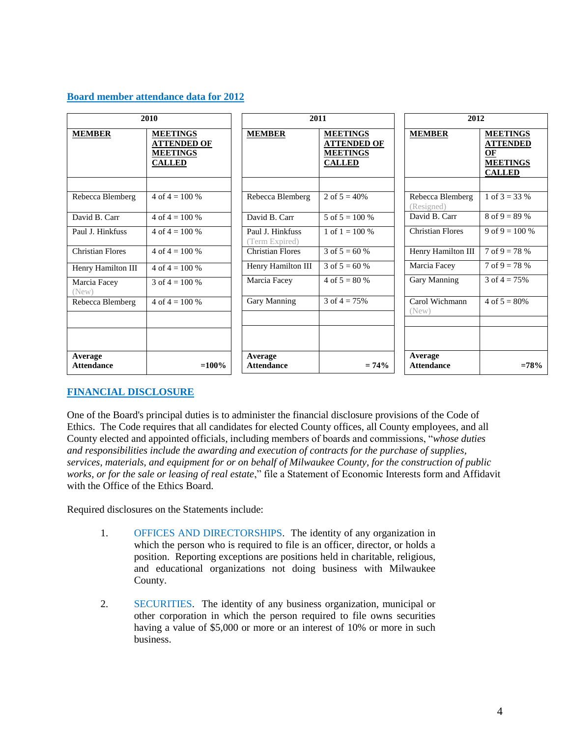## Board member attendance data for 2012

| 2010 | |
|---|---|
| **MEMBER** | **MEETINGS ATTENDED OF MEETINGS CALLED** |
| | |
| Rebecca Blemberg | 4 of 4 = 100 % |
| David B. Carr | 4 of 4 = 100 % |
| Paul J. Hinkfuss | 4 of 4 = 100 % |
| Christian Flores | 4 of 4 = 100 % |
| Henry Hamilton III | 4 of 4 = 100 % |
| Marcia Facey (New) | 3 of 4 = 100 % |
| Rebecca Blemberg | 4 of 4 = 100 % |
| | |
| | |
| **Average Attendance** | **=100%** |

| 2011 | |
|---|---|
| **MEMBER** | **MEETINGS ATTENDED OF MEETINGS CALLED** |
| | |
| Rebecca Blemberg | 2 of 5 = 40% |
| David B. Carr | 5 of 5 = 100 % |
| Paul J. Hinkfuss (Term Expired) | 1 of 1 = 100 % |
| Christian Flores | 3 of 5 = 60 % |
| Henry Hamilton III | 3 of 5 = 60 % |
| Marcia Facey | 4 of 5 = 80 % |
| Gary Manning | 3 of 4 = 75% |
| | |
| | |
| **Average Attendance** | **= 74%** |

| 2012 | |
|---|---|
| **MEMBER** | **MEETINGS ATTENDED OF MEETINGS CALLED** |
| | |
| Rebecca Blemberg (Resigned) | 1 of 3 = 33 % |
| David B. Carr | 8 of 9 = 89 % |
| Christian Flores | 9 of 9 = 100 % |
| Henry Hamilton III | 7 of 9 = 78 % |
| Marcia Facey | 7 of 9 = 78 % |
| Gary Manning | 3 of 4 = 75% |
| Carol Wichmann (New) | 4 of 5 = 80% |
| | |
| | |
| **Average Attendance** | **=78%** |

## FINANCIAL DISCLOSURE

One of the Board's principal duties is to administer the financial disclosure provisions of the Code of Ethics. The Code requires that all candidates for elected County offices, all County employees, and all County elected and appointed officials, including members of boards and commissions, "*whose duties and responsibilities include the awarding and execution of contracts for the purchase of supplies, services, materials, and equipment for or on behalf of Milwaukee County, for the construction of public works, or for the sale or leasing of real estate*," file a Statement of Economic Interests form and Affidavit with the Office of the Ethics Board.

Required disclosures on the Statements include:

1. OFFICES AND DIRECTORSHIPS. The identity of any organization in which the person who is required to file is an officer, director, or holds a position. Reporting exceptions are positions held in charitable, religious, and educational organizations not doing business with Milwaukee County.

2. SECURITIES. The identity of any business organization, municipal or other corporation in which the person required to file owns securities having a value of $5,000 or more or an interest of 10% or more in such business.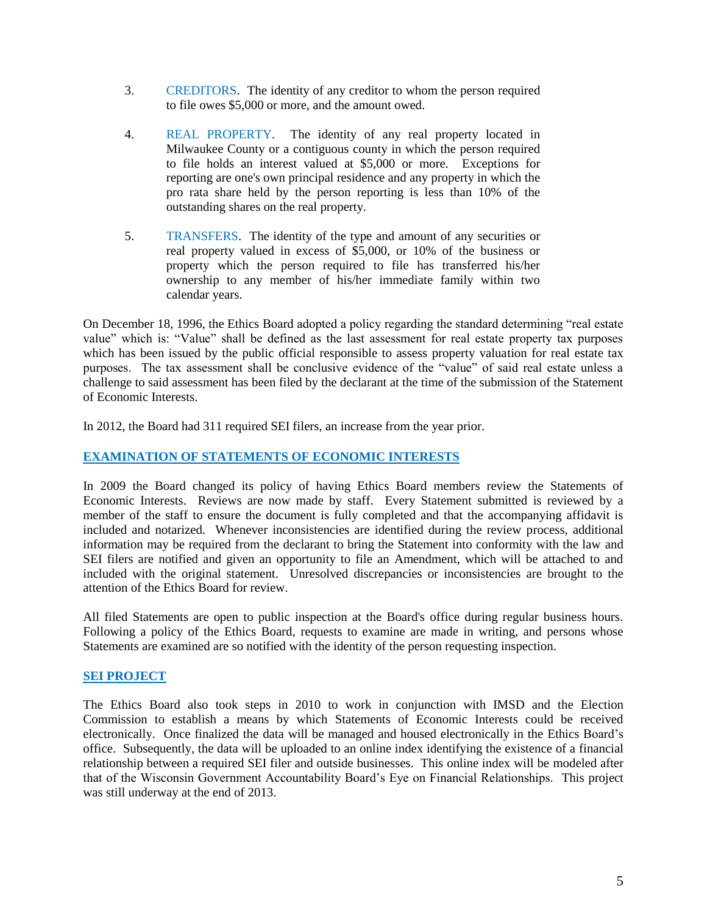3. CREDITORS. The identity of any creditor to whom the person required to file owes \$5,000 or more, and the amount owed.

4. REAL PROPERTY. The identity of any real property located in Milwaukee County or a contiguous county in which the person required to file holds an interest valued at \$5,000 or more. Exceptions for reporting are one's own principal residence and any property in which the pro rata share held by the person reporting is less than 10% of the outstanding shares on the real property.

5. TRANSFERS. The identity of the type and amount of any securities or real property valued in excess of \$5,000, or 10% of the business or property which the person required to file has transferred his/her ownership to any member of his/her immediate family within two calendar years.

On December 18, 1996, the Ethics Board adopted a policy regarding the standard determining "real estate value" which is: "Value" shall be defined as the last assessment for real estate property tax purposes which has been issued by the public official responsible to assess property valuation for real estate tax purposes. The tax assessment shall be conclusive evidence of the "value" of said real estate unless a challenge to said assessment has been filed by the declarant at the time of the submission of the Statement of Economic Interests.

In 2012, the Board had 311 required SEI filers, an increase from the year prior.

## EXAMINATION OF STATEMENTS OF ECONOMIC INTERESTS

In 2009 the Board changed its policy of having Ethics Board members review the Statements of Economic Interests. Reviews are now made by staff. Every Statement submitted is reviewed by a member of the staff to ensure the document is fully completed and that the accompanying affidavit is included and notarized. Whenever inconsistencies are identified during the review process, additional information may be required from the declarant to bring the Statement into conformity with the law and SEI filers are notified and given an opportunity to file an Amendment, which will be attached to and included with the original statement. Unresolved discrepancies or inconsistencies are brought to the attention of the Ethics Board for review.

All filed Statements are open to public inspection at the Board's office during regular business hours. Following a policy of the Ethics Board, requests to examine are made in writing, and persons whose Statements are examined are so notified with the identity of the person requesting inspection.

## SEI PROJECT

The Ethics Board also took steps in 2010 to work in conjunction with IMSD and the Election Commission to establish a means by which Statements of Economic Interests could be received electronically. Once finalized the data will be managed and housed electronically in the Ethics Board's office. Subsequently, the data will be uploaded to an online index identifying the existence of a financial relationship between a required SEI filer and outside businesses. This online index will be modeled after that of the Wisconsin Government Accountability Board's Eye on Financial Relationships. This project was still underway at the end of 2013.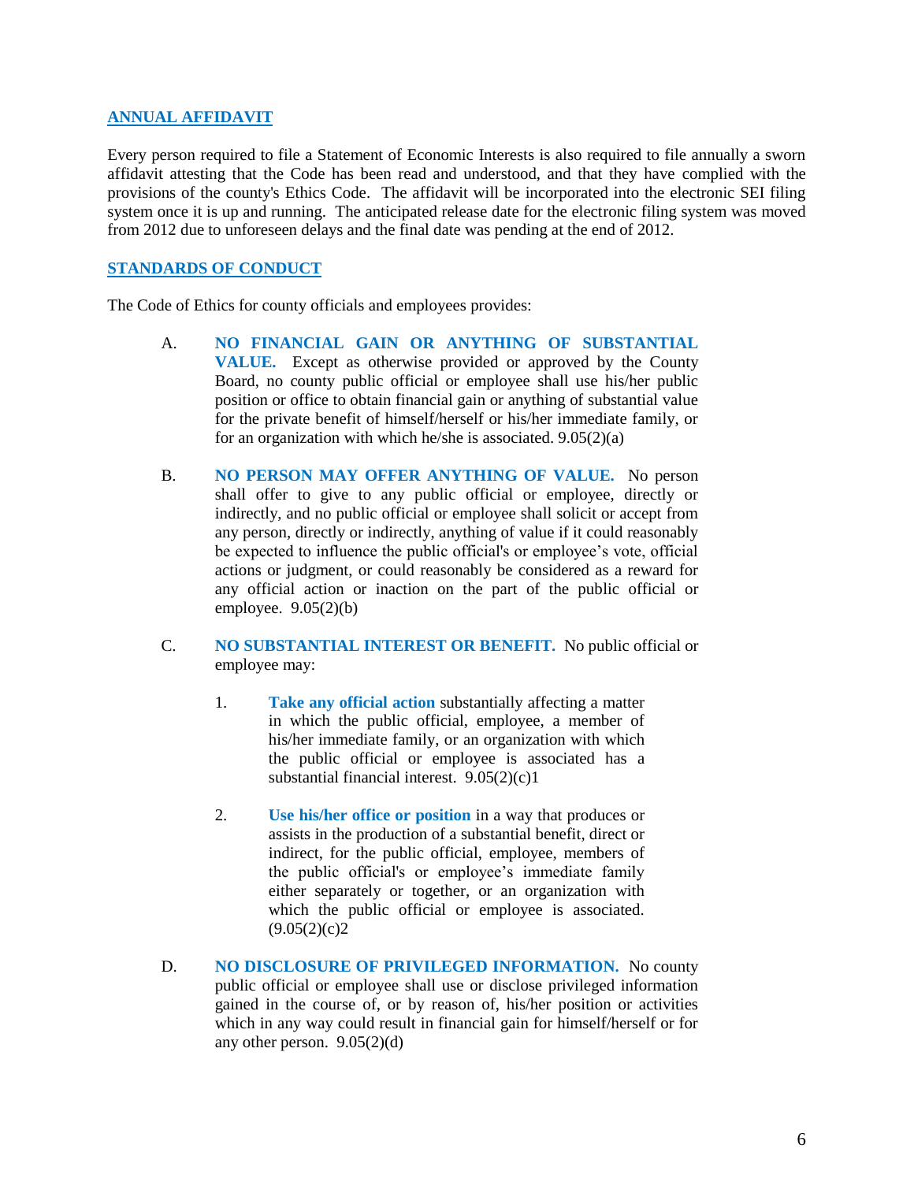## ANNUAL AFFIDAVIT

Every person required to file a Statement of Economic Interests is also required to file annually a sworn affidavit attesting that the Code has been read and understood, and that they have complied with the provisions of the county's Ethics Code. The affidavit will be incorporated into the electronic SEI filing system once it is up and running. The anticipated release date for the electronic filing system was moved from 2012 due to unforeseen delays and the final date was pending at the end of 2012.

## STANDARDS OF CONDUCT

The Code of Ethics for county officials and employees provides:

A. **NO FINANCIAL GAIN OR ANYTHING OF SUBSTANTIAL VALUE.** Except as otherwise provided or approved by the County Board, no county public official or employee shall use his/her public position or office to obtain financial gain or anything of substantial value for the private benefit of himself/herself or his/her immediate family, or for an organization with which he/she is associated. 9.05(2)(a)

B. **NO PERSON MAY OFFER ANYTHING OF VALUE.** No person shall offer to give to any public official or employee, directly or indirectly, and no public official or employee shall solicit or accept from any person, directly or indirectly, anything of value if it could reasonably be expected to influence the public official's or employee's vote, official actions or judgment, or could reasonably be considered as a reward for any official action or inaction on the part of the public official or employee. 9.05(2)(b)

C. **NO SUBSTANTIAL INTEREST OR BENEFIT.** No public official or employee may:

   1. **Take any official action** substantially affecting a matter in which the public official, employee, a member of his/her immediate family, or an organization with which the public official or employee is associated has a substantial financial interest. 9.05(2)(c)1

   2. **Use his/her office or position** in a way that produces or assists in the production of a substantial benefit, direct or indirect, for the public official, employee, members of the public official's or employee's immediate family either separately or together, or an organization with which the public official or employee is associated. (9.05(2)(c)2

D. **NO DISCLOSURE OF PRIVILEGED INFORMATION.** No county public official or employee shall use or disclose privileged information gained in the course of, or by reason of, his/her position or activities which in any way could result in financial gain for himself/herself or for any other person. 9.05(2)(d)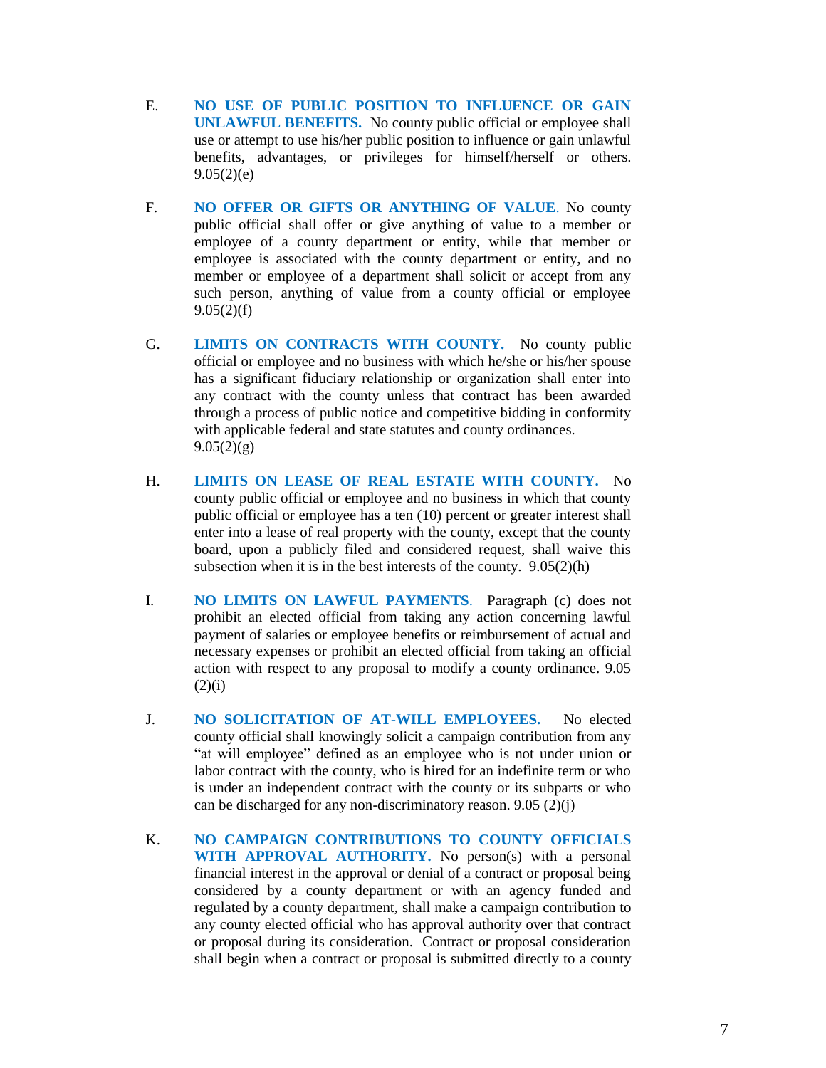E. **NO USE OF PUBLIC POSITION TO INFLUENCE OR GAIN UNLAWFUL BENEFITS.** No county public official or employee shall use or attempt to use his/her public position to influence or gain unlawful benefits, advantages, or privileges for himself/herself or others. 9.05(2)(e)

F. **NO OFFER OR GIFTS OR ANYTHING OF VALUE**. No county public official shall offer or give anything of value to a member or employee of a county department or entity, while that member or employee is associated with the county department or entity, and no member or employee of a department shall solicit or accept from any such person, anything of value from a county official or employee 9.05(2)(f)

G. **LIMITS ON CONTRACTS WITH COUNTY.** No county public official or employee and no business with which he/she or his/her spouse has a significant fiduciary relationship or organization shall enter into any contract with the county unless that contract has been awarded through a process of public notice and competitive bidding in conformity with applicable federal and state statutes and county ordinances. 9.05(2)(g)

H. **LIMITS ON LEASE OF REAL ESTATE WITH COUNTY.** No county public official or employee and no business in which that county public official or employee has a ten (10) percent or greater interest shall enter into a lease of real property with the county, except that the county board, upon a publicly filed and considered request, shall waive this subsection when it is in the best interests of the county. 9.05(2)(h)

I. **NO LIMITS ON LAWFUL PAYMENTS**. Paragraph (c) does not prohibit an elected official from taking any action concerning lawful payment of salaries or employee benefits or reimbursement of actual and necessary expenses or prohibit an elected official from taking an official action with respect to any proposal to modify a county ordinance. 9.05 (2)(i)

J. **NO SOLICITATION OF AT-WILL EMPLOYEES.** No elected county official shall knowingly solicit a campaign contribution from any "at will employee" defined as an employee who is not under union or labor contract with the county, who is hired for an indefinite term or who is under an independent contract with the county or its subparts or who can be discharged for any non-discriminatory reason. 9.05 (2)(j)

K. **NO CAMPAIGN CONTRIBUTIONS TO COUNTY OFFICIALS WITH APPROVAL AUTHORITY.** No person(s) with a personal financial interest in the approval or denial of a contract or proposal being considered by a county department or with an agency funded and regulated by a county department, shall make a campaign contribution to any county elected official who has approval authority over that contract or proposal during its consideration. Contract or proposal consideration shall begin when a contract or proposal is submitted directly to a county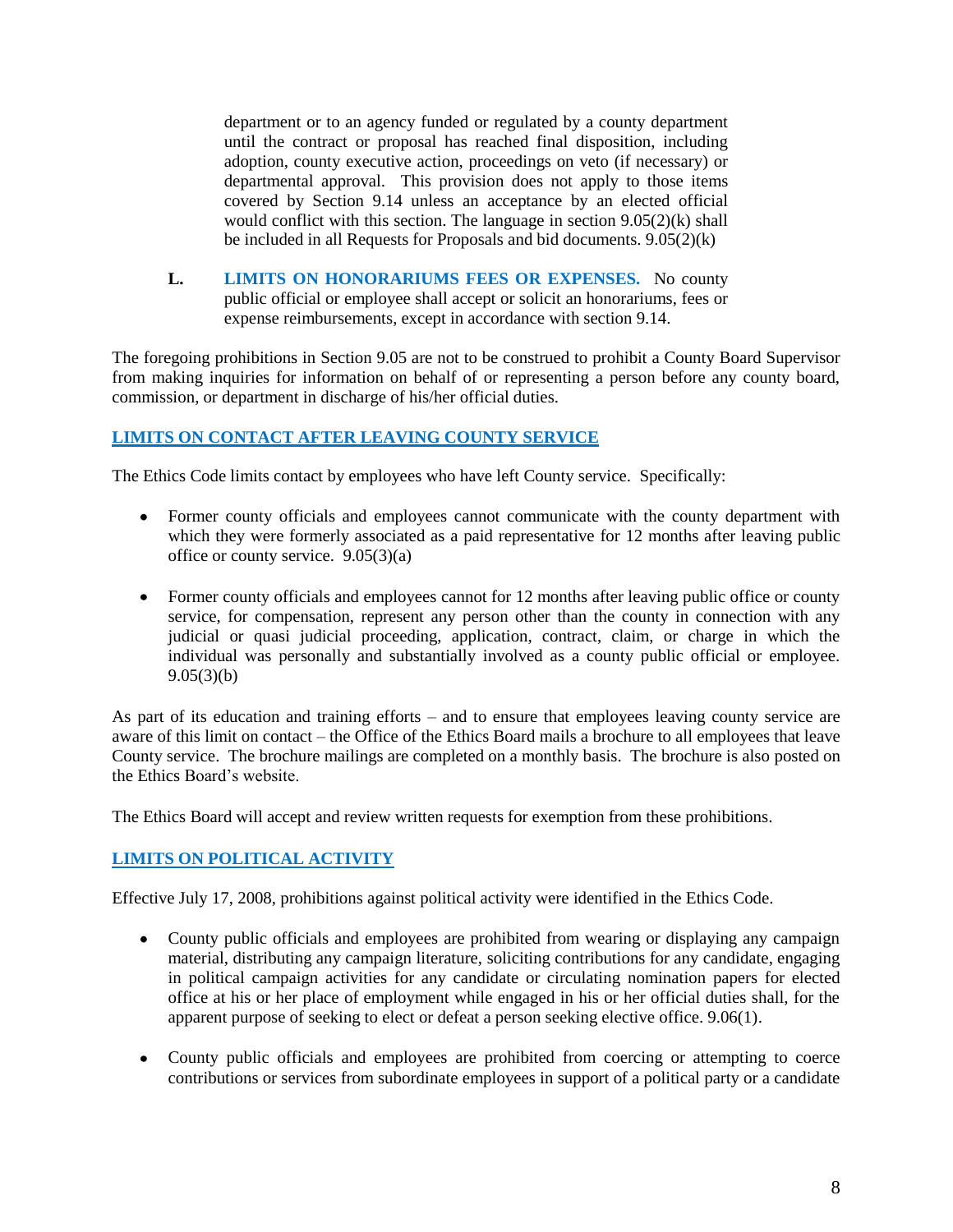department or to an agency funded or regulated by a county department until the contract or proposal has reached final disposition, including adoption, county executive action, proceedings on veto (if necessary) or departmental approval. This provision does not apply to those items covered by Section 9.14 unless an acceptance by an elected official would conflict with this section. The language in section 9.05(2)(k) shall be included in all Requests for Proposals and bid documents. 9.05(2)(k)

**L.** **LIMITS ON HONORARIUMS FEES OR EXPENSES.** No county public official or employee shall accept or solicit an honorariums, fees or expense reimbursements, except in accordance with section 9.14.

The foregoing prohibitions in Section 9.05 are not to be construed to prohibit a County Board Supervisor from making inquiries for information on behalf of or representing a person before any county board, commission, or department in discharge of his/her official duties.

## LIMITS ON CONTACT AFTER LEAVING COUNTY SERVICE

The Ethics Code limits contact by employees who have left County service. Specifically:

- Former county officials and employees cannot communicate with the county department with which they were formerly associated as a paid representative for 12 months after leaving public office or county service. 9.05(3)(a)
- Former county officials and employees cannot for 12 months after leaving public office or county service, for compensation, represent any person other than the county in connection with any judicial or quasi judicial proceeding, application, contract, claim, or charge in which the individual was personally and substantially involved as a county public official or employee. 9.05(3)(b)

As part of its education and training efforts – and to ensure that employees leaving county service are aware of this limit on contact – the Office of the Ethics Board mails a brochure to all employees that leave County service. The brochure mailings are completed on a monthly basis. The brochure is also posted on the Ethics Board's website.

The Ethics Board will accept and review written requests for exemption from these prohibitions.

## LIMITS ON POLITICAL ACTIVITY

Effective July 17, 2008, prohibitions against political activity were identified in the Ethics Code.

- County public officials and employees are prohibited from wearing or displaying any campaign material, distributing any campaign literature, soliciting contributions for any candidate, engaging in political campaign activities for any candidate or circulating nomination papers for elected office at his or her place of employment while engaged in his or her official duties shall, for the apparent purpose of seeking to elect or defeat a person seeking elective office. 9.06(1).
- County public officials and employees are prohibited from coercing or attempting to coerce contributions or services from subordinate employees in support of a political party or a candidate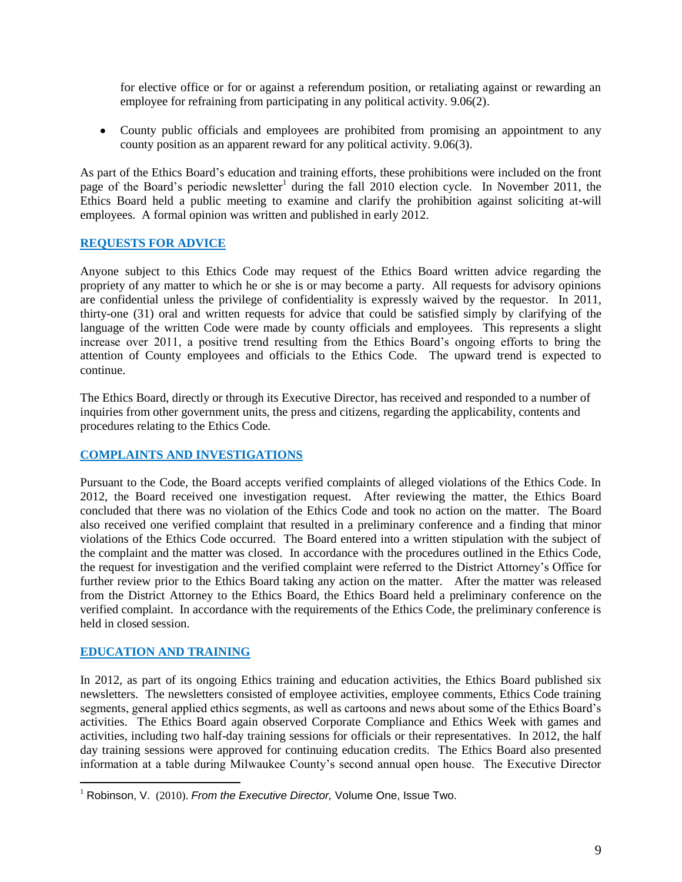for elective office or for or against a referendum position, or retaliating against or rewarding an employee for refraining from participating in any political activity. 9.06(2).

- County public officials and employees are prohibited from promising an appointment to any county position as an apparent reward for any political activity. 9.06(3).

As part of the Ethics Board's education and training efforts, these prohibitions were included on the front page of the Board's periodic newsletter[1] during the fall 2010 election cycle. In November 2011, the Ethics Board held a public meeting to examine and clarify the prohibition against soliciting at-will employees. A formal opinion was written and published in early 2012.

## REQUESTS FOR ADVICE

Anyone subject to this Ethics Code may request of the Ethics Board written advice regarding the propriety of any matter to which he or she is or may become a party. All requests for advisory opinions are confidential unless the privilege of confidentiality is expressly waived by the requestor. In 2011, thirty-one (31) oral and written requests for advice that could be satisfied simply by clarifying of the language of the written Code were made by county officials and employees. This represents a slight increase over 2011, a positive trend resulting from the Ethics Board's ongoing efforts to bring the attention of County employees and officials to the Ethics Code. The upward trend is expected to continue.

The Ethics Board, directly or through its Executive Director, has received and responded to a number of inquiries from other government units, the press and citizens, regarding the applicability, contents and procedures relating to the Ethics Code.

## COMPLAINTS AND INVESTIGATIONS

Pursuant to the Code, the Board accepts verified complaints of alleged violations of the Ethics Code. In 2012, the Board received one investigation request. After reviewing the matter, the Ethics Board concluded that there was no violation of the Ethics Code and took no action on the matter. The Board also received one verified complaint that resulted in a preliminary conference and a finding that minor violations of the Ethics Code occurred. The Board entered into a written stipulation with the subject of the complaint and the matter was closed. In accordance with the procedures outlined in the Ethics Code, the request for investigation and the verified complaint were referred to the District Attorney's Office for further review prior to the Ethics Board taking any action on the matter. After the matter was released from the District Attorney to the Ethics Board, the Ethics Board held a preliminary conference on the verified complaint. In accordance with the requirements of the Ethics Code, the preliminary conference is held in closed session.

## EDUCATION AND TRAINING

In 2012, as part of its ongoing Ethics training and education activities, the Ethics Board published six newsletters. The newsletters consisted of employee activities, employee comments, Ethics Code training segments, general applied ethics segments, as well as cartoons and news about some of the Ethics Board's activities. The Ethics Board again observed Corporate Compliance and Ethics Week with games and activities, including two half-day training sessions for officials or their representatives. In 2012, the half day training sessions were approved for continuing education credits. The Ethics Board also presented information at a table during Milwaukee County's second annual open house. The Executive Director

[1] Robinson, V. (2010). *From the Executive Director,* Volume One, Issue Two.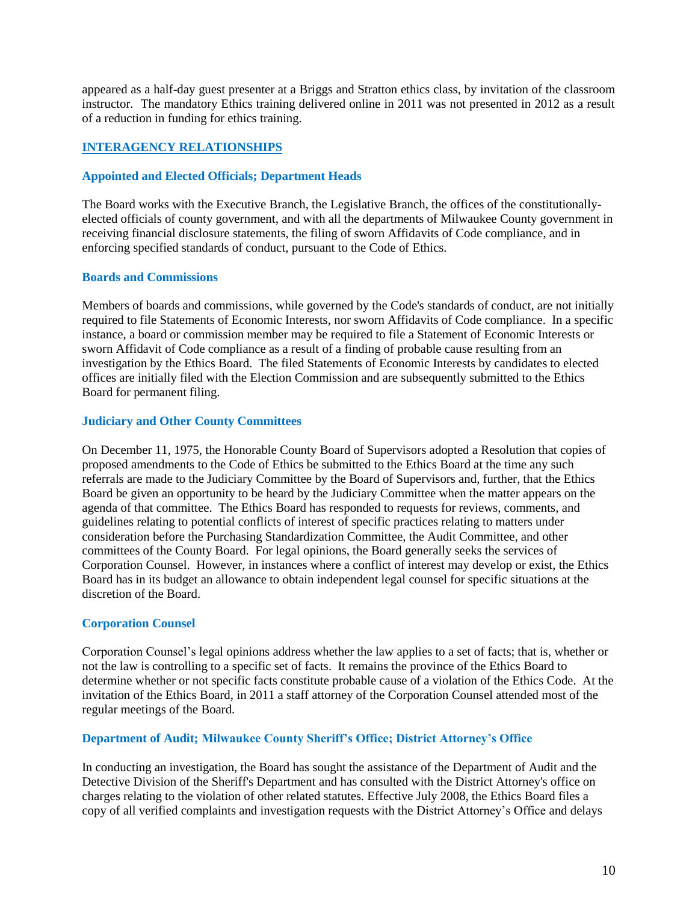appeared as a half-day guest presenter at a Briggs and Stratton ethics class, by invitation of the classroom instructor. The mandatory Ethics training delivered online in 2011 was not presented in 2012 as a result of a reduction in funding for ethics training.

## INTERAGENCY RELATIONSHIPS

### Appointed and Elected Officials; Department Heads

The Board works with the Executive Branch, the Legislative Branch, the offices of the constitutionally-elected officials of county government, and with all the departments of Milwaukee County government in receiving financial disclosure statements, the filing of sworn Affidavits of Code compliance, and in enforcing specified standards of conduct, pursuant to the Code of Ethics.

### Boards and Commissions

Members of boards and commissions, while governed by the Code's standards of conduct, are not initially required to file Statements of Economic Interests, nor sworn Affidavits of Code compliance. In a specific instance, a board or commission member may be required to file a Statement of Economic Interests or sworn Affidavit of Code compliance as a result of a finding of probable cause resulting from an investigation by the Ethics Board. The filed Statements of Economic Interests by candidates to elected offices are initially filed with the Election Commission and are subsequently submitted to the Ethics Board for permanent filing.

### Judiciary and Other County Committees

On December 11, 1975, the Honorable County Board of Supervisors adopted a Resolution that copies of proposed amendments to the Code of Ethics be submitted to the Ethics Board at the time any such referrals are made to the Judiciary Committee by the Board of Supervisors and, further, that the Ethics Board be given an opportunity to be heard by the Judiciary Committee when the matter appears on the agenda of that committee. The Ethics Board has responded to requests for reviews, comments, and guidelines relating to potential conflicts of interest of specific practices relating to matters under consideration before the Purchasing Standardization Committee, the Audit Committee, and other committees of the County Board. For legal opinions, the Board generally seeks the services of Corporation Counsel. However, in instances where a conflict of interest may develop or exist, the Ethics Board has in its budget an allowance to obtain independent legal counsel for specific situations at the discretion of the Board.

### Corporation Counsel

Corporation Counsel's legal opinions address whether the law applies to a set of facts; that is, whether or not the law is controlling to a specific set of facts. It remains the province of the Ethics Board to determine whether or not specific facts constitute probable cause of a violation of the Ethics Code. At the invitation of the Ethics Board, in 2011 a staff attorney of the Corporation Counsel attended most of the regular meetings of the Board.

### Department of Audit; Milwaukee County Sheriff's Office; District Attorney's Office

In conducting an investigation, the Board has sought the assistance of the Department of Audit and the Detective Division of the Sheriff's Department and has consulted with the District Attorney's office on charges relating to the violation of other related statutes. Effective July 2008, the Ethics Board files a copy of all verified complaints and investigation requests with the District Attorney's Office and delays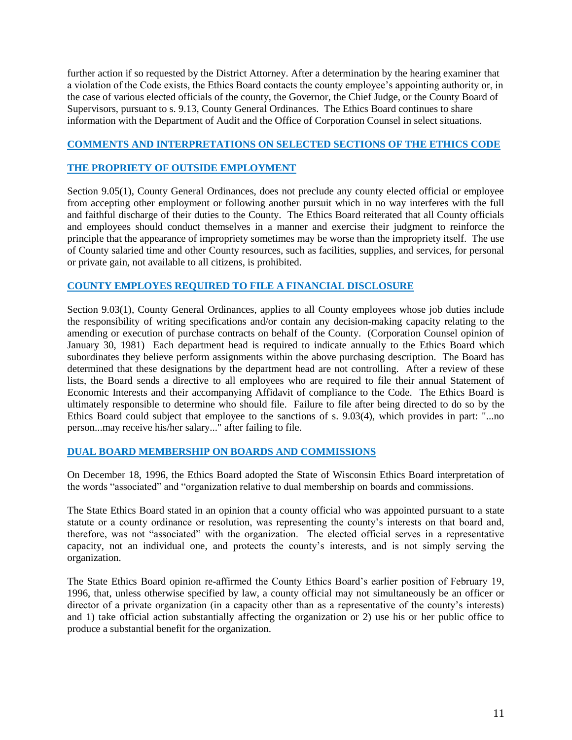further action if so requested by the District Attorney. After a determination by the hearing examiner that a violation of the Code exists, the Ethics Board contacts the county employee's appointing authority or, in the case of various elected officials of the county, the Governor, the Chief Judge, or the County Board of Supervisors, pursuant to s. 9.13, County General Ordinances. The Ethics Board continues to share information with the Department of Audit and the Office of Corporation Counsel in select situations.

## COMMENTS AND INTERPRETATIONS ON SELECTED SECTIONS OF THE ETHICS CODE

### THE PROPRIETY OF OUTSIDE EMPLOYMENT

Section 9.05(1), County General Ordinances, does not preclude any county elected official or employee from accepting other employment or following another pursuit which in no way interferes with the full and faithful discharge of their duties to the County. The Ethics Board reiterated that all County officials and employees should conduct themselves in a manner and exercise their judgment to reinforce the principle that the appearance of impropriety sometimes may be worse than the impropriety itself. The use of County salaried time and other County resources, such as facilities, supplies, and services, for personal or private gain, not available to all citizens, is prohibited.

### COUNTY EMPLOYES REQUIRED TO FILE A FINANCIAL DISCLOSURE

Section 9.03(1), County General Ordinances, applies to all County employees whose job duties include the responsibility of writing specifications and/or contain any decision-making capacity relating to the amending or execution of purchase contracts on behalf of the County. (Corporation Counsel opinion of January 30, 1981) Each department head is required to indicate annually to the Ethics Board which subordinates they believe perform assignments within the above purchasing description. The Board has determined that these designations by the department head are not controlling. After a review of these lists, the Board sends a directive to all employees who are required to file their annual Statement of Economic Interests and their accompanying Affidavit of compliance to the Code. The Ethics Board is ultimately responsible to determine who should file. Failure to file after being directed to do so by the Ethics Board could subject that employee to the sanctions of s. 9.03(4), which provides in part: "...no person...may receive his/her salary..." after failing to file.

### DUAL BOARD MEMBERSHIP ON BOARDS AND COMMISSIONS

On December 18, 1996, the Ethics Board adopted the State of Wisconsin Ethics Board interpretation of the words "associated" and "organization relative to dual membership on boards and commissions.

The State Ethics Board stated in an opinion that a county official who was appointed pursuant to a state statute or a county ordinance or resolution, was representing the county's interests on that board and, therefore, was not "associated" with the organization. The elected official serves in a representative capacity, not an individual one, and protects the county's interests, and is not simply serving the organization.

The State Ethics Board opinion re-affirmed the County Ethics Board's earlier position of February 19, 1996, that, unless otherwise specified by law, a county official may not simultaneously be an officer or director of a private organization (in a capacity other than as a representative of the county's interests) and 1) take official action substantially affecting the organization or 2) use his or her public office to produce a substantial benefit for the organization.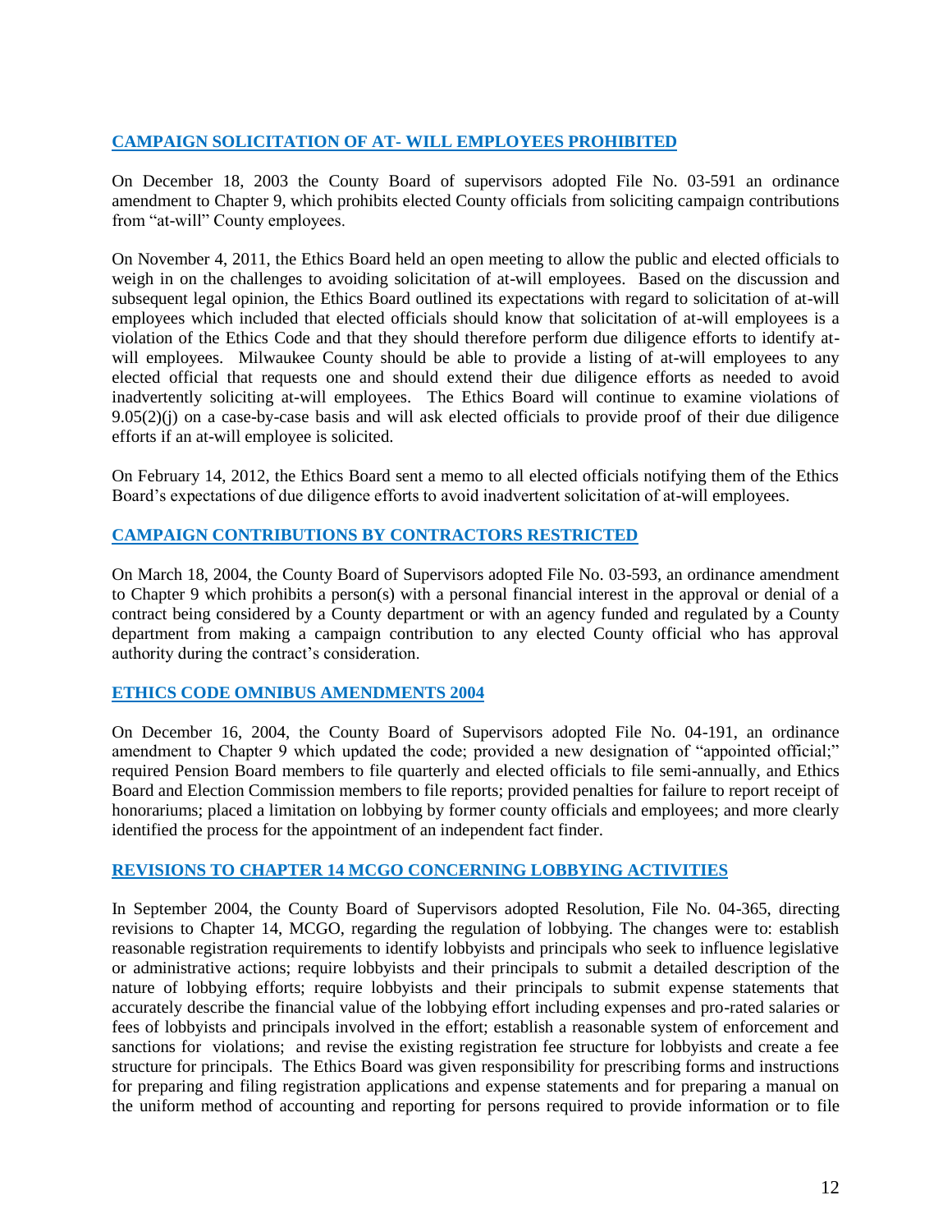## CAMPAIGN SOLICITATION OF AT- WILL EMPLOYEES PROHIBITED

On December 18, 2003 the County Board of supervisors adopted File No. 03-591 an ordinance amendment to Chapter 9, which prohibits elected County officials from soliciting campaign contributions from "at-will" County employees.

On November 4, 2011, the Ethics Board held an open meeting to allow the public and elected officials to weigh in on the challenges to avoiding solicitation of at-will employees. Based on the discussion and subsequent legal opinion, the Ethics Board outlined its expectations with regard to solicitation of at-will employees which included that elected officials should know that solicitation of at-will employees is a violation of the Ethics Code and that they should therefore perform due diligence efforts to identify at-will employees. Milwaukee County should be able to provide a listing of at-will employees to any elected official that requests one and should extend their due diligence efforts as needed to avoid inadvertently soliciting at-will employees. The Ethics Board will continue to examine violations of 9.05(2)(j) on a case-by-case basis and will ask elected officials to provide proof of their due diligence efforts if an at-will employee is solicited.

On February 14, 2012, the Ethics Board sent a memo to all elected officials notifying them of the Ethics Board's expectations of due diligence efforts to avoid inadvertent solicitation of at-will employees.

## CAMPAIGN CONTRIBUTIONS BY CONTRACTORS RESTRICTED

On March 18, 2004, the County Board of Supervisors adopted File No. 03-593, an ordinance amendment to Chapter 9 which prohibits a person(s) with a personal financial interest in the approval or denial of a contract being considered by a County department or with an agency funded and regulated by a County department from making a campaign contribution to any elected County official who has approval authority during the contract's consideration.

## ETHICS CODE OMNIBUS AMENDMENTS 2004

On December 16, 2004, the County Board of Supervisors adopted File No. 04-191, an ordinance amendment to Chapter 9 which updated the code; provided a new designation of "appointed official;" required Pension Board members to file quarterly and elected officials to file semi-annually, and Ethics Board and Election Commission members to file reports; provided penalties for failure to report receipt of honorariums; placed a limitation on lobbying by former county officials and employees; and more clearly identified the process for the appointment of an independent fact finder.

## REVISIONS TO CHAPTER 14 MCGO CONCERNING LOBBYING ACTIVITIES

In September 2004, the County Board of Supervisors adopted Resolution, File No. 04-365, directing revisions to Chapter 14, MCGO, regarding the regulation of lobbying. The changes were to: establish reasonable registration requirements to identify lobbyists and principals who seek to influence legislative or administrative actions; require lobbyists and their principals to submit a detailed description of the nature of lobbying efforts; require lobbyists and their principals to submit expense statements that accurately describe the financial value of the lobbying effort including expenses and pro-rated salaries or fees of lobbyists and principals involved in the effort; establish a reasonable system of enforcement and sanctions for violations; and revise the existing registration fee structure for lobbyists and create a fee structure for principals. The Ethics Board was given responsibility for prescribing forms and instructions for preparing and filing registration applications and expense statements and for preparing a manual on the uniform method of accounting and reporting for persons required to provide information or to file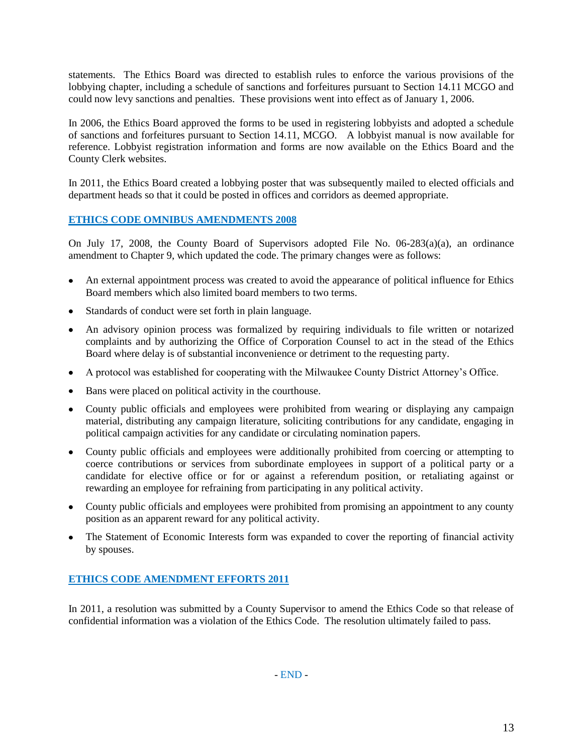statements. The Ethics Board was directed to establish rules to enforce the various provisions of the lobbying chapter, including a schedule of sanctions and forfeitures pursuant to Section 14.11 MCGO and could now levy sanctions and penalties. These provisions went into effect as of January 1, 2006.

In 2006, the Ethics Board approved the forms to be used in registering lobbyists and adopted a schedule of sanctions and forfeitures pursuant to Section 14.11, MCGO. A lobbyist manual is now available for reference. Lobbyist registration information and forms are now available on the Ethics Board and the County Clerk websites.

In 2011, the Ethics Board created a lobbying poster that was subsequently mailed to elected officials and department heads so that it could be posted in offices and corridors as deemed appropriate.

## ETHICS CODE OMNIBUS AMENDMENTS 2008

On July 17, 2008, the County Board of Supervisors adopted File No. 06-283(a)(a), an ordinance amendment to Chapter 9, which updated the code. The primary changes were as follows:

- An external appointment process was created to avoid the appearance of political influence for Ethics Board members which also limited board members to two terms.
- Standards of conduct were set forth in plain language.
- An advisory opinion process was formalized by requiring individuals to file written or notarized complaints and by authorizing the Office of Corporation Counsel to act in the stead of the Ethics Board where delay is of substantial inconvenience or detriment to the requesting party.
- A protocol was established for cooperating with the Milwaukee County District Attorney's Office.
- Bans were placed on political activity in the courthouse.
- County public officials and employees were prohibited from wearing or displaying any campaign material, distributing any campaign literature, soliciting contributions for any candidate, engaging in political campaign activities for any candidate or circulating nomination papers.
- County public officials and employees were additionally prohibited from coercing or attempting to coerce contributions or services from subordinate employees in support of a political party or a candidate for elective office or for or against a referendum position, or retaliating against or rewarding an employee for refraining from participating in any political activity.
- County public officials and employees were prohibited from promising an appointment to any county position as an apparent reward for any political activity.
- The Statement of Economic Interests form was expanded to cover the reporting of financial activity by spouses.

## ETHICS CODE AMENDMENT EFFORTS 2011

In 2011, a resolution was submitted by a County Supervisor to amend the Ethics Code so that release of confidential information was a violation of the Ethics Code. The resolution ultimately failed to pass.

- END -